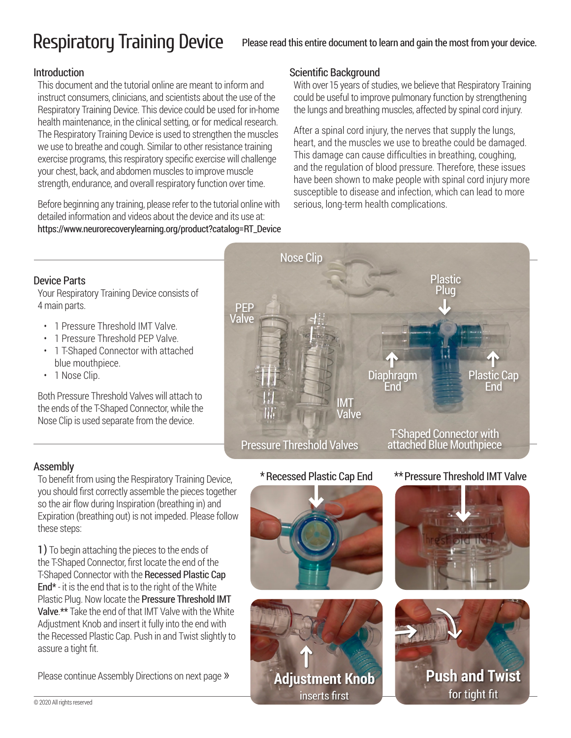# Respiratory Training Device

Please read this entire document to learn and gain the most from your device.

## Introduction

This document and the tutorial online are meant to inform and instruct consumers, clinicians, and scientists about the use of the Respiratory Training Device. This device could be used for in-home health maintenance, in the clinical setting, or for medical research. The Respiratory Training Device is used to strengthen the muscles we use to breathe and cough. Similar to other resistance training exercise programs, this respiratory specific exercise will challenge your chest, back, and abdomen muscles to improve muscle strength, endurance, and overall respiratory function over time.

Before beginning any training, please refer to the tutorial online with detailed information and videos about the device and its use at: https://www.neurorecoverylearning.org/product?catalog=RT_Device

## Scientific Background

With over 15 years of studies, we believe that Respiratory Training could be useful to improve pulmonary function by strengthening the lungs and breathing muscles, affected by spinal cord injury.

After a spinal cord injury, the nerves that supply the lungs, heart, and the muscles we use to breathe could be damaged. This damage can cause difficulties in breathing, coughing, and the regulation of blood pressure. Therefore, these issues have been shown to make people with spinal cord injury more susceptible to disease and infection, which can lead to more serious, long-term health complications.

## Device Parts

Your Respiratory Training Device consists of 4 main parts.

- 1 Pressure Threshold IMT Valve.
- 1 Pressure Threshold PEP Valve.
- 1 T-Shaped Connector with attached blue mouthpiece.
- 1 Nose Clip.

Both Pressure Threshold Valves will attach to the ends of the T-Shaped Connector, while the Nose Clip is used separate from the device.

Nose Clip · PEP Valve · IMT Valve · Plastic Plug · Diaphragm End · Plastic Cap End

Pressure Threshold Valves · T-Shaped Connector with attached Blue Mouthpiece

## Assembly

To benefit from using the Respiratory Training Device, you should first correctly assemble the pieces together so the air flow during Inspiration (breathing in) and Expiration (breathing out) is not impeded. Please follow these steps:

1) To begin attaching the pieces to the ends of the T-Shaped Connector, first locate the end of the T-Shaped Connector with the **Recessed Plastic Cap End*** - it is the end that is to the right of the White Plastic Plug. Now locate the **Pressure Threshold IMT Valve**.** Take the end of that IMT Valve with the White Adjustment Knob and insert it fully into the end with the Recessed Plastic Cap. Push in and Twist slightly to assure a tight fit.

*Recessed Plastic Cap End

**Pressure Threshold IMT Valve

**Adjustment Knob** inserts first

**Push and Twist** for tight fit

Please continue Assembly Directions on next page »

© 2020 All rights reserved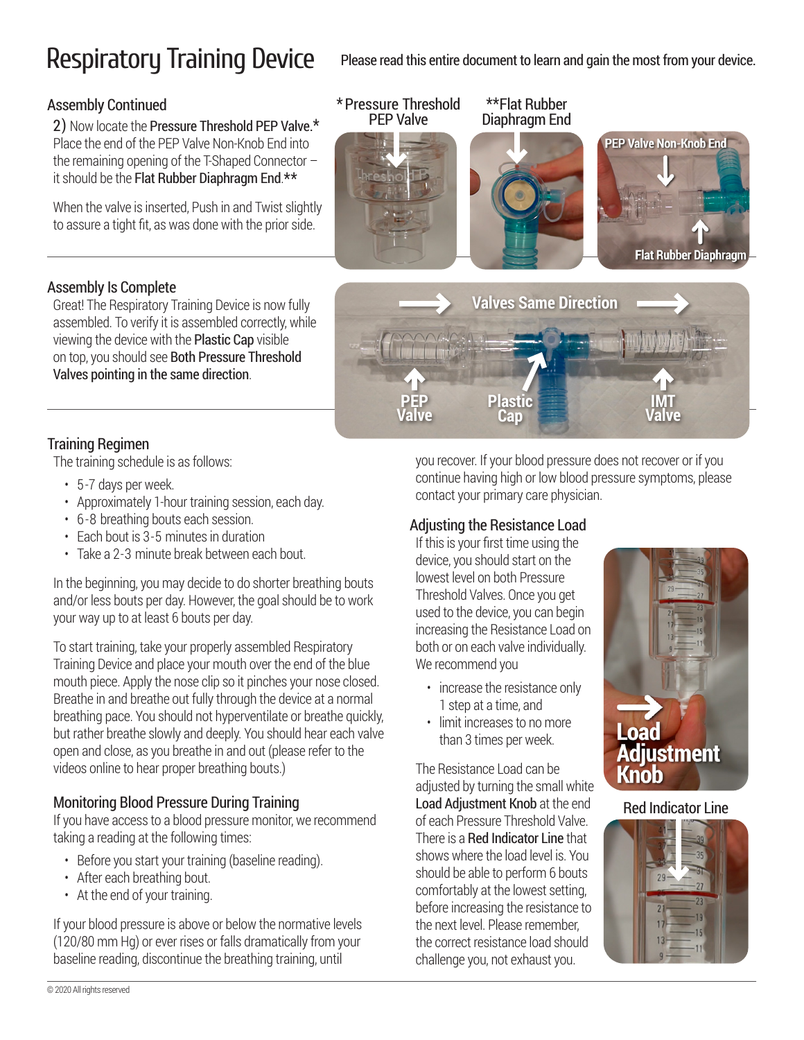# Respiratory Training Device

Please read this entire document to learn and gain the most from your device.

## Assembly Continued

2) Now locate the **Pressure Threshold PEP Valve.*** Place the end of the PEP Valve Non-Knob End into the remaining opening of the T-Shaped Connector – it should be the **Flat Rubber Diaphragm End.****

When the valve is inserted, Push in and Twist slightly to assure a tight fit, as was done with the prior side.

*Pressure Threshold PEP Valve

**Flat Rubber Diaphragm End

PEP Valve Non-Knob End

Flat Rubber Diaphragm

## Assembly Is Complete

Great! The Respiratory Training Device is now fully assembled. To verify it is assembled correctly, while viewing the device with the **Plastic Cap** visible on top, you should see **Both Pressure Threshold Valves pointing in the same direction**.

Valves Same Direction

PEP Valve — Plastic Cap — IMT Valve

## Training Regimen

The training schedule is as follows:

- 5-7 days per week.
- Approximately 1-hour training session, each day.
- 6-8 breathing bouts each session.
- Each bout is 3-5 minutes in duration
- Take a 2-3 minute break between each bout.

In the beginning, you may decide to do shorter breathing bouts and/or less bouts per day. However, the goal should be to work your way up to at least 6 bouts per day.

To start training, take your properly assembled Respiratory Training Device and place your mouth over the end of the blue mouth piece. Apply the nose clip so it pinches your nose closed. Breathe in and breathe out fully through the device at a normal breathing pace. You should not hyperventilate or breathe quickly, but rather breathe slowly and deeply. You should hear each valve open and close, as you breathe in and out (please refer to the videos online to hear proper breathing bouts.)

## Monitoring Blood Pressure During Training

If you have access to a blood pressure monitor, we recommend taking a reading at the following times:

- Before you start your training (baseline reading).
- After each breathing bout.
- At the end of your training.

If your blood pressure is above or below the normative levels (120/80 mm Hg) or ever rises or falls dramatically from your baseline reading, discontinue the breathing training, until you recover. If your blood pressure does not recover or if you continue having high or low blood pressure symptoms, please contact your primary care physician.

## Adjusting the Resistance Load

If this is your first time using the device, you should start on the lowest level on both Pressure Threshold Valves. Once you get used to the device, you can begin increasing the Resistance Load on both or on each valve individually. We recommend you

- increase the resistance only 1 step at a time, and
- limit increases to no more than 3 times per week.

The Resistance Load can be adjusted by turning the small white **Load Adjustment Knob** at the end of each Pressure Threshold Valve. There is a **Red Indicator Line** that shows where the load level is. You should be able to perform 6 bouts comfortably at the lowest setting, before increasing the resistance to the next level. Please remember, the correct resistance load should challenge you, not exhaust you.

Load Adjustment Knob

Red Indicator Line

© 2020 All rights reserved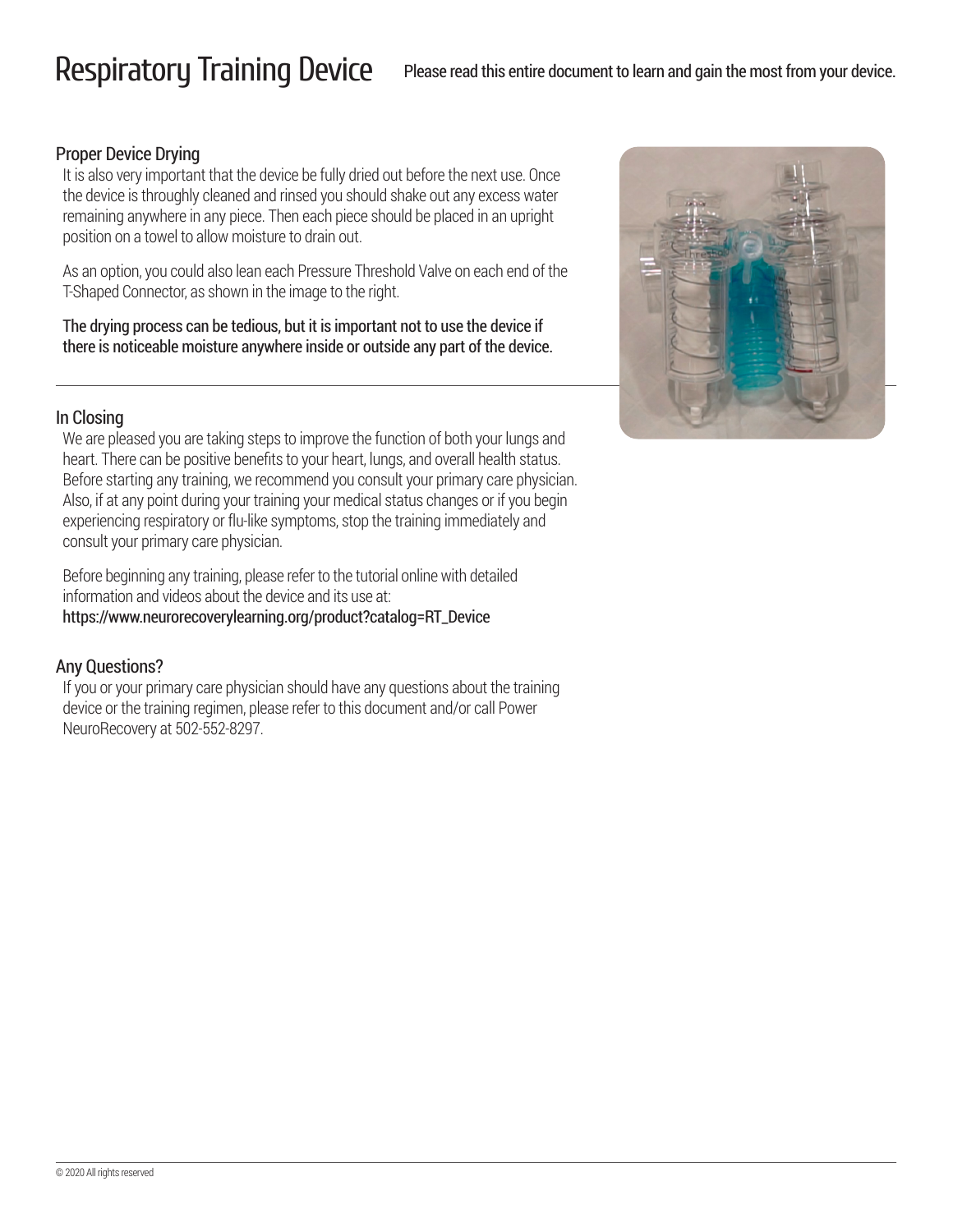# Respiratory Training Device

Please read this entire document to learn and gain the most from your device.

## Proper Device Drying

It is also very important that the device be fully dried out before the next use. Once the device is throughly cleaned and rinsed you should shake out any excess water remaining anywhere in any piece. Then each piece should be placed in an upright position on a towel to allow moisture to drain out.

As an option, you could also lean each Pressure Threshold Valve on each end of the T-Shaped Connector, as shown in the image to the right.

The drying process can be tedious, but it is important not to use the device if there is noticeable moisture anywhere inside or outside any part of the device.

## In Closing

We are pleased you are taking steps to improve the function of both your lungs and heart. There can be positive benefits to your heart, lungs, and overall health status. Before starting any training, we recommend you consult your primary care physician. Also, if at any point during your training your medical status changes or if you begin experiencing respiratory or flu-like symptoms, stop the training immediately and consult your primary care physician.

Before beginning any training, please refer to the tutorial online with detailed information and videos about the device and its use at:
https://www.neurorecoverylearning.org/product?catalog=RT_Device

## Any Questions?

If you or your primary care physician should have any questions about the training device or the training regimen, please refer to this document and/or call Power NeuroRecovery at 502-552-8297.

© 2020 All rights reserved